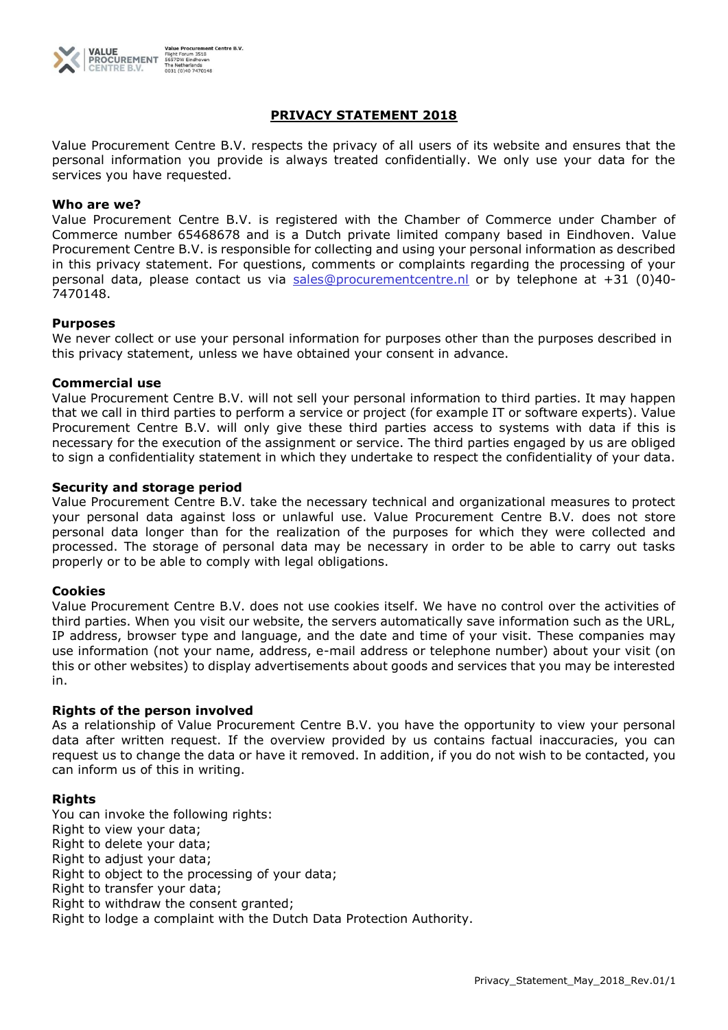Value Procurement Centre B.V.
Flight Forum 3518
5657DW Eindhoven
The Netherlands
0031 (0)40 7470148

# PRIVACY STATEMENT 2018

Value Procurement Centre B.V. respects the privacy of all users of its website and ensures that the personal information you provide is always treated confidentially. We only use your data for the services you have requested.

**Who are we?**
Value Procurement Centre B.V. is registered with the Chamber of Commerce under Chamber of Commerce number 65468678 and is a Dutch private limited company based in Eindhoven. Value Procurement Centre B.V. is responsible for collecting and using your personal information as described in this privacy statement. For questions, comments or complaints regarding the processing of your personal data, please contact us via sales@procurementcentre.nl or by telephone at +31 (0)40-7470148.

**Purposes**
We never collect or use your personal information for purposes other than the purposes described in this privacy statement, unless we have obtained your consent in advance.

**Commercial use**
Value Procurement Centre B.V. will not sell your personal information to third parties. It may happen that we call in third parties to perform a service or project (for example IT or software experts). Value Procurement Centre B.V. will only give these third parties access to systems with data if this is necessary for the execution of the assignment or service. The third parties engaged by us are obliged to sign a confidentiality statement in which they undertake to respect the confidentiality of your data.

**Security and storage period**
Value Procurement Centre B.V. take the necessary technical and organizational measures to protect your personal data against loss or unlawful use. Value Procurement Centre B.V. does not store personal data longer than for the realization of the purposes for which they were collected and processed. The storage of personal data may be necessary in order to be able to carry out tasks properly or to be able to comply with legal obligations.

**Cookies**
Value Procurement Centre B.V. does not use cookies itself. We have no control over the activities of third parties. When you visit our website, the servers automatically save information such as the URL, IP address, browser type and language, and the date and time of your visit. These companies may use information (not your name, address, e-mail address or telephone number) about your visit (on this or other websites) to display advertisements about goods and services that you may be interested in.

**Rights of the person involved**
As a relationship of Value Procurement Centre B.V. you have the opportunity to view your personal data after written request. If the overview provided by us contains factual inaccuracies, you can request us to change the data or have it removed. In addition, if you do not wish to be contacted, you can inform us of this in writing.

**Rights**
You can invoke the following rights:
Right to view your data;
Right to delete your data;
Right to adjust your data;
Right to object to the processing of your data;
Right to transfer your data;
Right to withdraw the consent granted;
Right to lodge a complaint with the Dutch Data Protection Authority.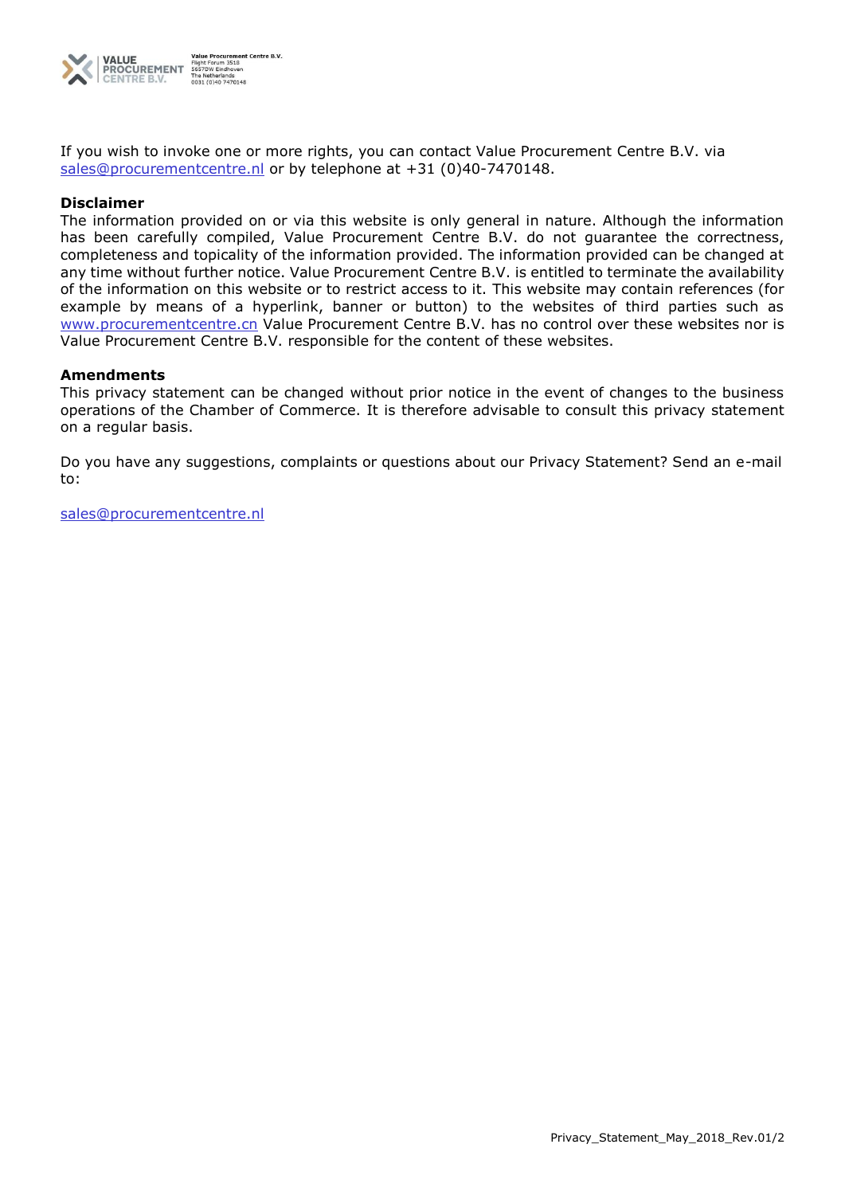If you wish to invoke one or more rights, you can contact Value Procurement Centre B.V. via sales@procurementcentre.nl or by telephone at +31 (0)40-7470148.

**Disclaimer**

The information provided on or via this website is only general in nature. Although the information has been carefully compiled, Value Procurement Centre B.V. do not guarantee the correctness, completeness and topicality of the information provided. The information provided can be changed at any time without further notice. Value Procurement Centre B.V. is entitled to terminate the availability of the information on this website or to restrict access to it. This website may contain references (for example by means of a hyperlink, banner or button) to the websites of third parties such as www.procurementcentre.cn Value Procurement Centre B.V. has no control over these websites nor is Value Procurement Centre B.V. responsible for the content of these websites.

**Amendments**

This privacy statement can be changed without prior notice in the event of changes to the business operations of the Chamber of Commerce. It is therefore advisable to consult this privacy statement on a regular basis.

Do you have any suggestions, complaints or questions about our Privacy Statement? Send an e-mail to:

sales@procurementcentre.nl